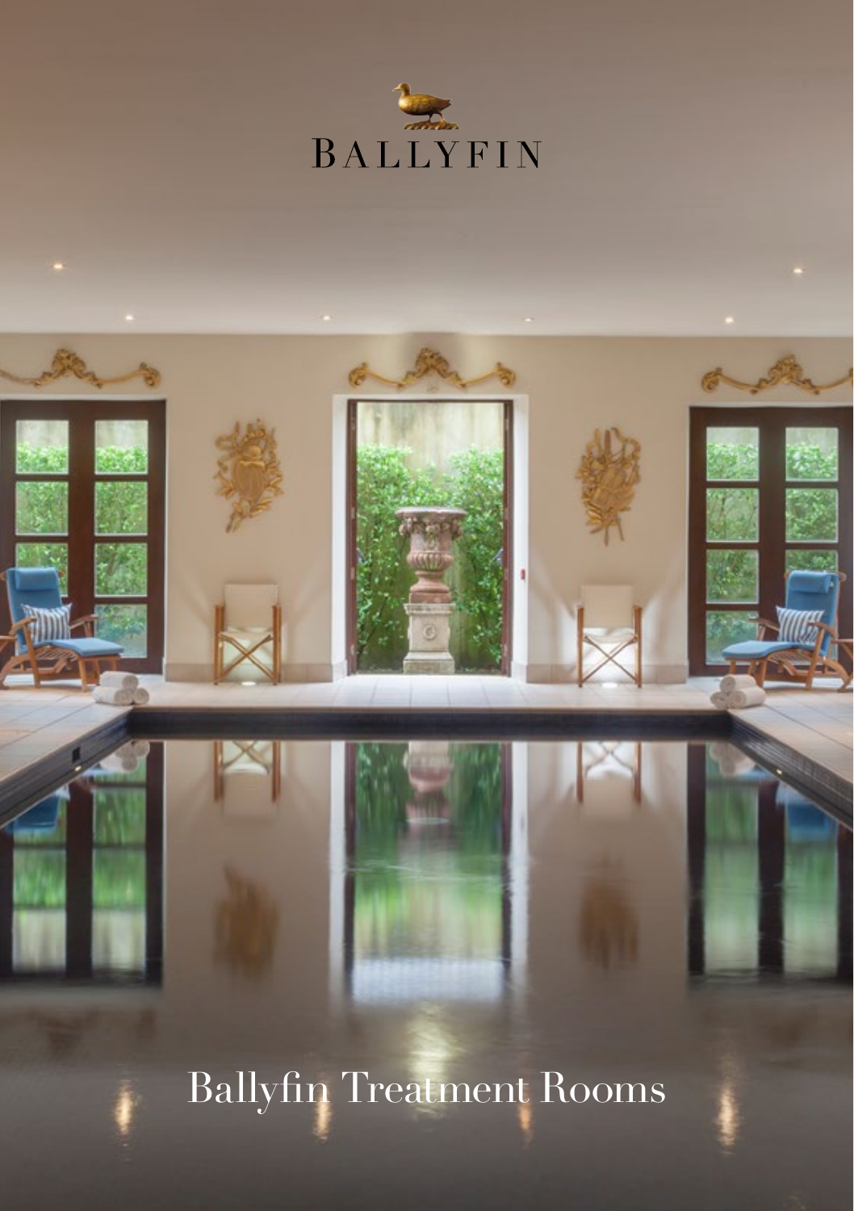BALLYFIN

# Ballyfin Treatment Rooms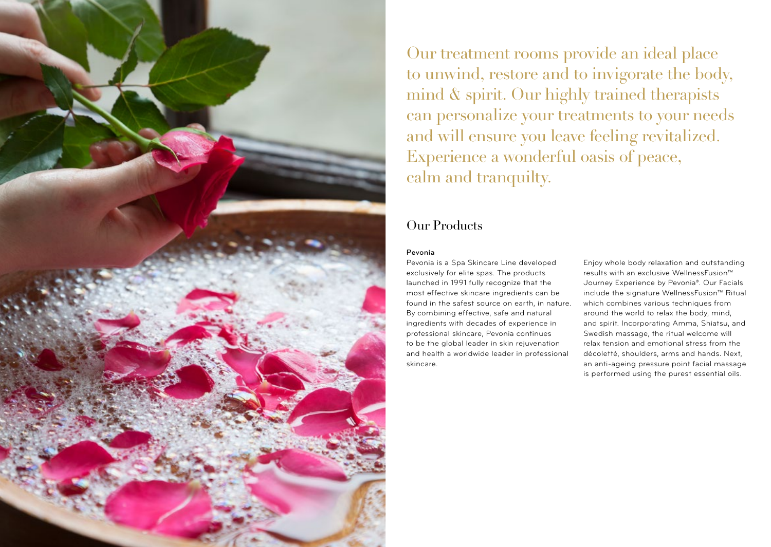Our treatment rooms provide an ideal place to unwind, restore and to invigorate the body, mind & spirit. Our highly trained therapists can personalize your treatments to your needs and will ensure you leave feeling revitalized. Experience a wonderful oasis of peace, calm and tranquilty.

## Our Products

**Pevonia**

Pevonia is a Spa Skincare Line developed exclusively for elite spas. The products launched in 1991 fully recognize that the most effective skincare ingredients can be found in the safest source on earth, in nature. By combining effective, safe and natural ingredients with decades of experience in professional skincare, Pevonia continues to be the global leader in skin rejuvenation and health a worldwide leader in professional skincare.

Enjoy whole body relaxation and outstanding results with an exclusive WellnessFusion™ Journey Experience by Pevonia®. Our Facials include the signature WellnessFusion™ Ritual which combines various techniques from around the world to relax the body, mind, and spirit. Incorporating Amma, Shiatsu, and Swedish massage, the ritual welcome will relax tension and emotional stress from the décoletté, shoulders, arms and hands. Next, an anti-ageing pressure point facial massage is performed using the purest essential oils.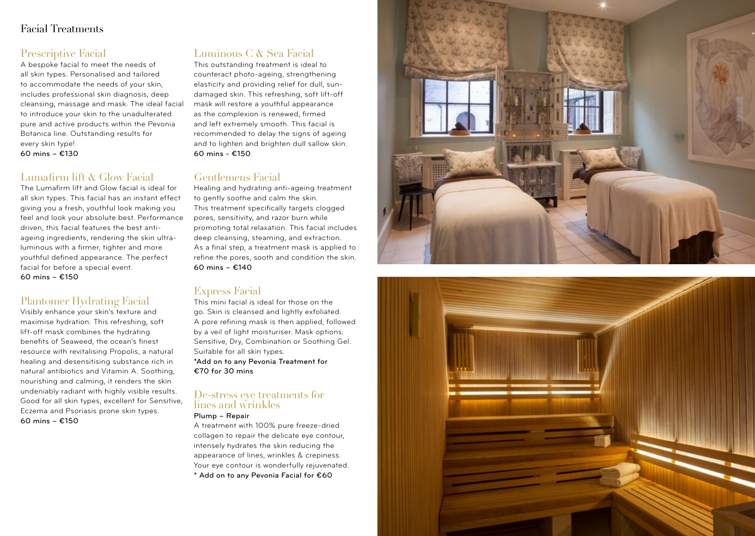# Facial Treatments

## Prescriptive Facial

A bespoke facial to meet the needs of all skin types. Personalised and tailored to accommodate the needs of your skin, includes professional skin diagnosis, deep cleansing, massage and mask. The ideal facial to introduce your skin to the unadulterated pure and active products within the Pevonia Botanica line. Outstanding results for every skin type!

**60 mins – €130**

## Lumafirm lift & Glow Facial

The Lumafirm lift and Glow facial is ideal for all skin types. This facial has an instant effect giving you a fresh, youthful look making you feel and look your absolute best. Performance driven, this facial features the best anti-ageing ingredients, rendering the skin ultra-luminous with a firmer, tighter and more youthful defined appearance. The perfect facial for before a special event.

**60 mins – €150**

## Plantomer Hydrating Facial

Visibly enhance your skin's texture and maximise hydration. This refreshing, soft lift-off mask combines the hydrating benefits of Seaweed, the ocean's finest resource with revitalising Propolis, a natural healing and desensitising substance rich in natural antibiotics and Vitamin A. Soothing, nourishing and calming, it renders the skin undeniably radiant with highly visible results. Good for all skin types, excellent for Sensitive, Eczema and Psoriasis prone skin types.

**60 mins – €150**

## Luminous C & Sea Facial

This outstanding treatment is ideal to counteract photo-ageing, strengthening elasticity and providing relief for dull, sun-damaged skin. This refreshing, soft lift-off mask will restore a youthful appearance as the complexion is renewed, firmed and left extremely smooth. This facial is recommended to delay the signs of ageing and to lighten and brighten dull sallow skin.

**60 mins - €150**

## Gentlemens Facial

Healing and hydrating anti-ageing treatment to gently soothe and calm the skin. This treatment specifically targets clogged pores, sensitivity, and razor burn while promoting total relaxation. This facial includes deep cleansing, steaming, and extraction. As a final step, a treatment mask is applied to refine the pores, sooth and condition the skin.

**60 mins – €140**

## Express Facial

This mini facial is ideal for those on the go. Skin is cleansed and lightly exfoliated. A pore refining mask is then applied, followed by a veil of light moisturiser. Mask options: Sensitive, Dry, Combination or Soothing Gel. Suitable for all skin types.

**\*Add on to any Pevonia Treatment for €70 for 30 mins**

## De-stress eye treatments for lines and wrinkles

**Plump – Repair**

A treatment with 100% pure freeze-dried collagen to repair the delicate eye contour, intensely hydrates the skin reducing the appearance of lines, wrinkles & crepiness. Your eye contour is wonderfully rejuvenated.

**\* Add on to any Pevonia Facial for €60**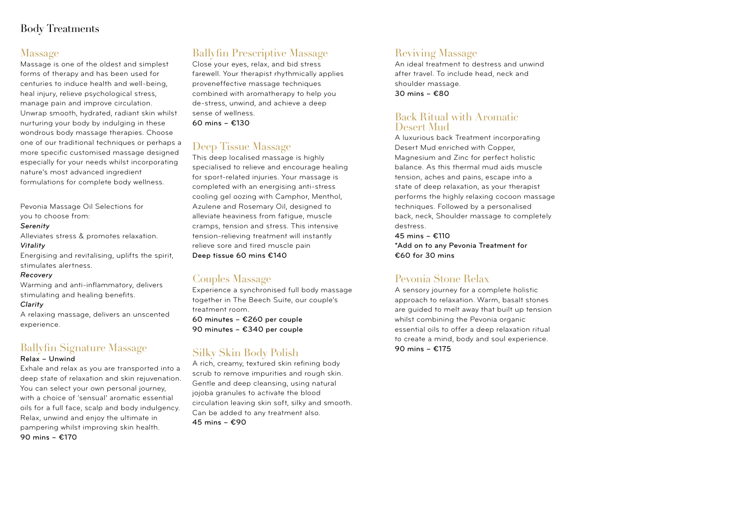# Body Treatments

## Massage

Massage is one of the oldest and simplest forms of therapy and has been used for centuries to induce health and well-being, heal injury, relieve psychological stress, manage pain and improve circulation. Unwrap smooth, hydrated, radiant skin whilst nurturing your body by indulging in these wondrous body massage therapies. Choose one of our traditional techniques or perhaps a more specific customised massage designed especially for your needs whilst incorporating nature's most advanced ingredient formulations for complete body wellness.

Pevonia Massage Oil Selections for you to choose from:

*Serenity*

Alleviates stress & promotes relaxation.

*Vitality*

Energising and revitalising, uplifts the spirit, stimulates alertness.

*Recovery*

Warming and anti-inflammatory, delivers stimulating and healing benefits.

*Clarity*

A relaxing massage, delivers an unscented experience.

## Ballyfin Signature Massage

Relax – Unwind

Exhale and relax as you are transported into a deep state of relaxation and skin rejuvenation. You can select your own personal journey, with a choice of 'sensual' aromatic essential oils for a full face, scalp and body indulgency. Relax, unwind and enjoy the ultimate in pampering whilst improving skin health.

90 mins – €170

## Ballyfin Prescriptive Massage

Close your eyes, relax, and bid stress farewell. Your therapist rhythmically applies proveneffective massage techniques combined with aromatherapy to help you de-stress, unwind, and achieve a deep sense of wellness.

60 mins – €130

## Deep Tissue Massage

This deep localised massage is highly specialised to relieve and encourage healing for sport-related injuries. Your massage is completed with an energising anti-stress cooling gel oozing with Camphor, Menthol, Azulene and Rosemary Oil, designed to alleviate heaviness from fatigue, muscle cramps, tension and stress. This intensive tension-relieving treatment will instantly relieve sore and tired muscle pain

Deep tissue 60 mins €140

## Couples Massage

Experience a synchronised full body massage together in The Beech Suite, our couple's treatment room.

60 minutes – €260 per couple

90 minutes – €340 per couple

## Silky Skin Body Polish

A rich, creamy, textured skin refining body scrub to remove impurities and rough skin. Gentle and deep cleansing, using natural jojoba granules to activate the blood circulation leaving skin soft, silky and smooth. Can be added to any treatment also.

45 mins – €90

## Reviving Massage

An ideal treatment to destress and unwind after travel. To include head, neck and shoulder massage.

30 mins – €80

## Back Ritual with Aromatic Desert Mud

A luxurious back Treatment incorporating Desert Mud enriched with Copper, Magnesium and Zinc for perfect holistic balance. As this thermal mud aids muscle tension, aches and pains, escape into a state of deep relaxation, as your therapist performs the highly relaxing cocoon massage techniques. Followed by a personalised back, neck, Shoulder massage to completely destress.

45 mins – €110

*Add on to any Pevonia Treatment for €60 for 30 mins

## Pevonia Stone Relax

A sensory journey for a complete holistic approach to relaxation. Warm, basalt stones are guided to melt away that built up tension whilst combining the Pevonia organic essential oils to offer a deep relaxation ritual to create a mind, body and soul experience.

90 mins – €175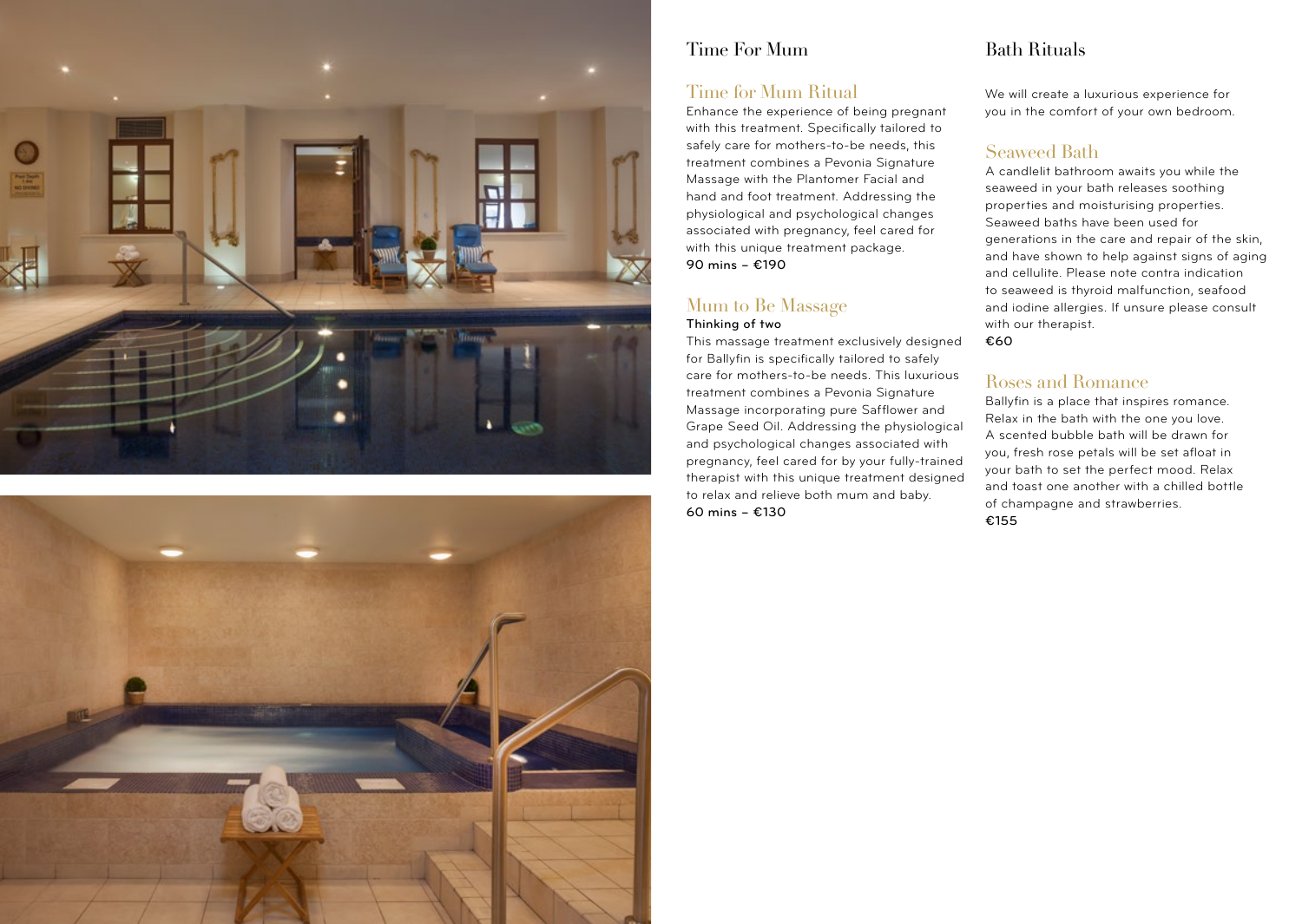## Time For Mum

### Time for Mum Ritual

Enhance the experience of being pregnant with this treatment. Specifically tailored to safely care for mothers-to-be needs, this treatment combines a Pevonia Signature Massage with the Plantomer Facial and hand and foot treatment. Addressing the physiological and psychological changes associated with pregnancy, feel cared for with this unique treatment package.

**90 mins – €190**

### Mum to Be Massage

**Thinking of two**

This massage treatment exclusively designed for Ballyfin is specifically tailored to safely care for mothers-to-be needs. This luxurious treatment combines a Pevonia Signature Massage incorporating pure Safflower and Grape Seed Oil. Addressing the physiological and psychological changes associated with pregnancy, feel cared for by your fully-trained therapist with this unique treatment designed to relax and relieve both mum and baby.

**60 mins – €130**

## Bath Rituals

We will create a luxurious experience for you in the comfort of your own bedroom.

### Seaweed Bath

A candlelit bathroom awaits you while the seaweed in your bath releases soothing properties and moisturising properties. Seaweed baths have been used for generations in the care and repair of the skin, and have shown to help against signs of aging and cellulite. Please note contra indication to seaweed is thyroid malfunction, seafood and iodine allergies. If unsure please consult with our therapist.

**€60**

### Roses and Romance

Ballyfin is a place that inspires romance. Relax in the bath with the one you love. A scented bubble bath will be drawn for you, fresh rose petals will be set afloat in your bath to set the perfect mood. Relax and toast one another with a chilled bottle of champagne and strawberries.

**€155**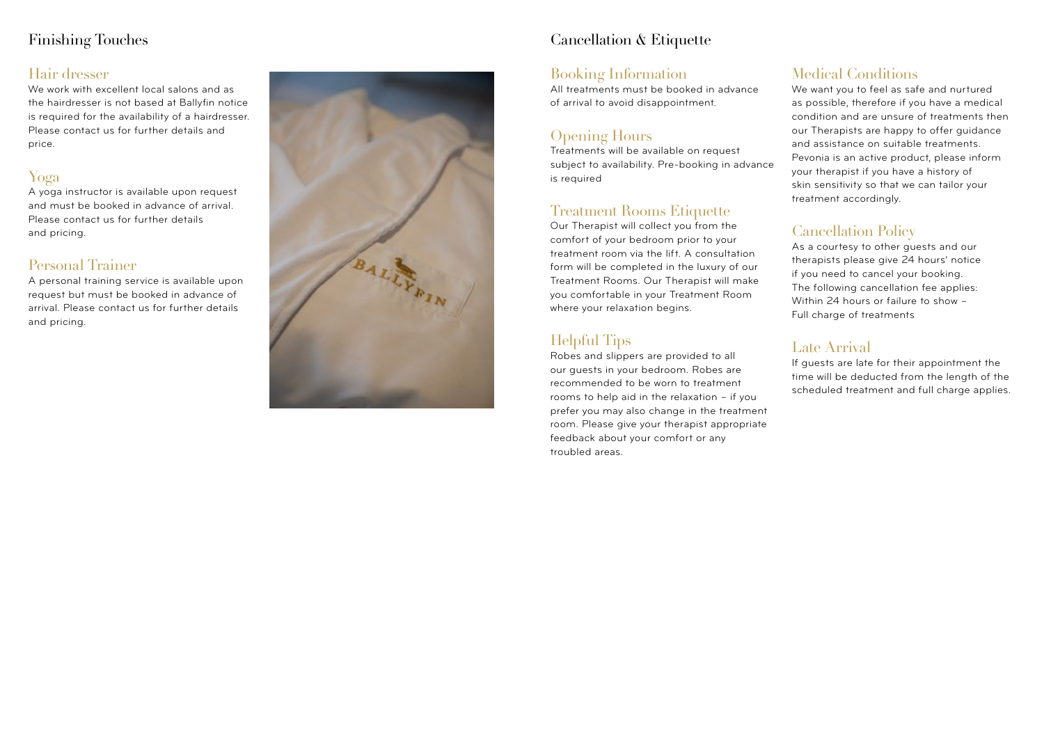# Finishing Touches

## Hair dresser

We work with excellent local salons and as the hairdresser is not based at Ballyfin notice is required for the availability of a hairdresser. Please contact us for further details and price.

## Yoga

A yoga instructor is available upon request and must be booked in advance of arrival. Please contact us for further details and pricing.

## Personal Trainer

A personal training service is available upon request but must be booked in advance of arrival. Please contact us for further details and pricing.

# Cancellation & Etiquette

## Booking Information

All treatments must be booked in advance of arrival to avoid disappointment.

## Opening Hours

Treatments will be available on request subject to availability. Pre-booking in advance is required

## Treatment Rooms Etiquette

Our Therapist will collect you from the comfort of your bedroom prior to your treatment room via the lift. A consultation form will be completed in the luxury of our Treatment Rooms. Our Therapist will make you comfortable in your Treatment Room where your relaxation begins.

## Helpful Tips

Robes and slippers are provided to all our guests in your bedroom. Robes are recommended to be worn to treatment rooms to help aid in the relaxation – if you prefer you may also change in the treatment room. Please give your therapist appropriate feedback about your comfort or any troubled areas.

## Medical Conditions

We want you to feel as safe and nurtured as possible, therefore if you have a medical condition and are unsure of treatments then our Therapists are happy to offer guidance and assistance on suitable treatments. Pevonia is an active product, please inform your therapist if you have a history of skin sensitivity so that we can tailor your treatment accordingly.

## Cancellation Policy

As a courtesy to other guests and our therapists please give 24 hours' notice if you need to cancel your booking. The following cancellation fee applies:
Within 24 hours or failure to show – Full charge of treatments

## Late Arrival

If guests are late for their appointment the time will be deducted from the length of the scheduled treatment and full charge applies.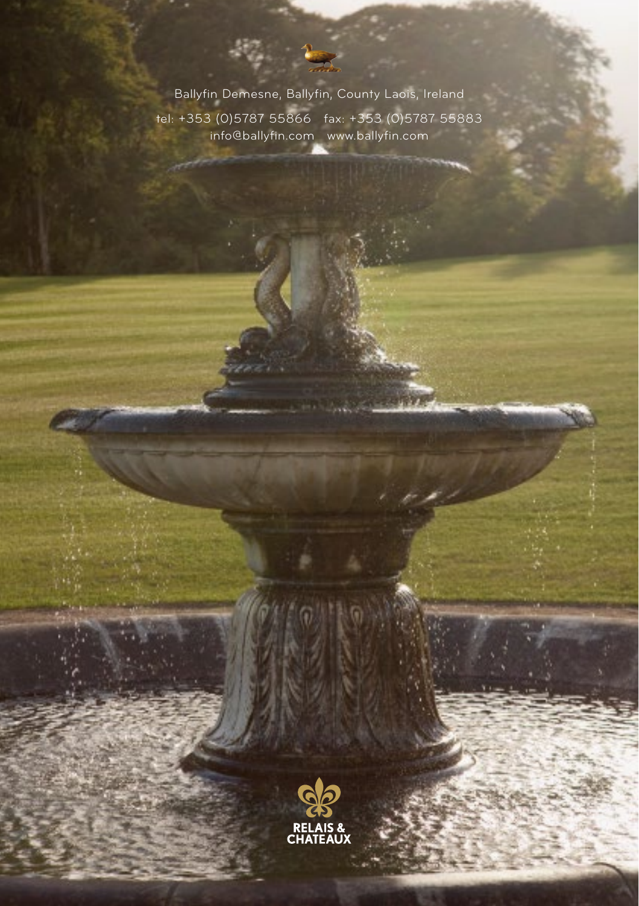Ballyfin Demesne, Ballyfin, County Laois, Ireland

tel: +353 (0)5787 55866 fax: +353 (0)5787 55883

info@ballyfin.com www.ballyfin.com

RELAIS & CHATEAUX